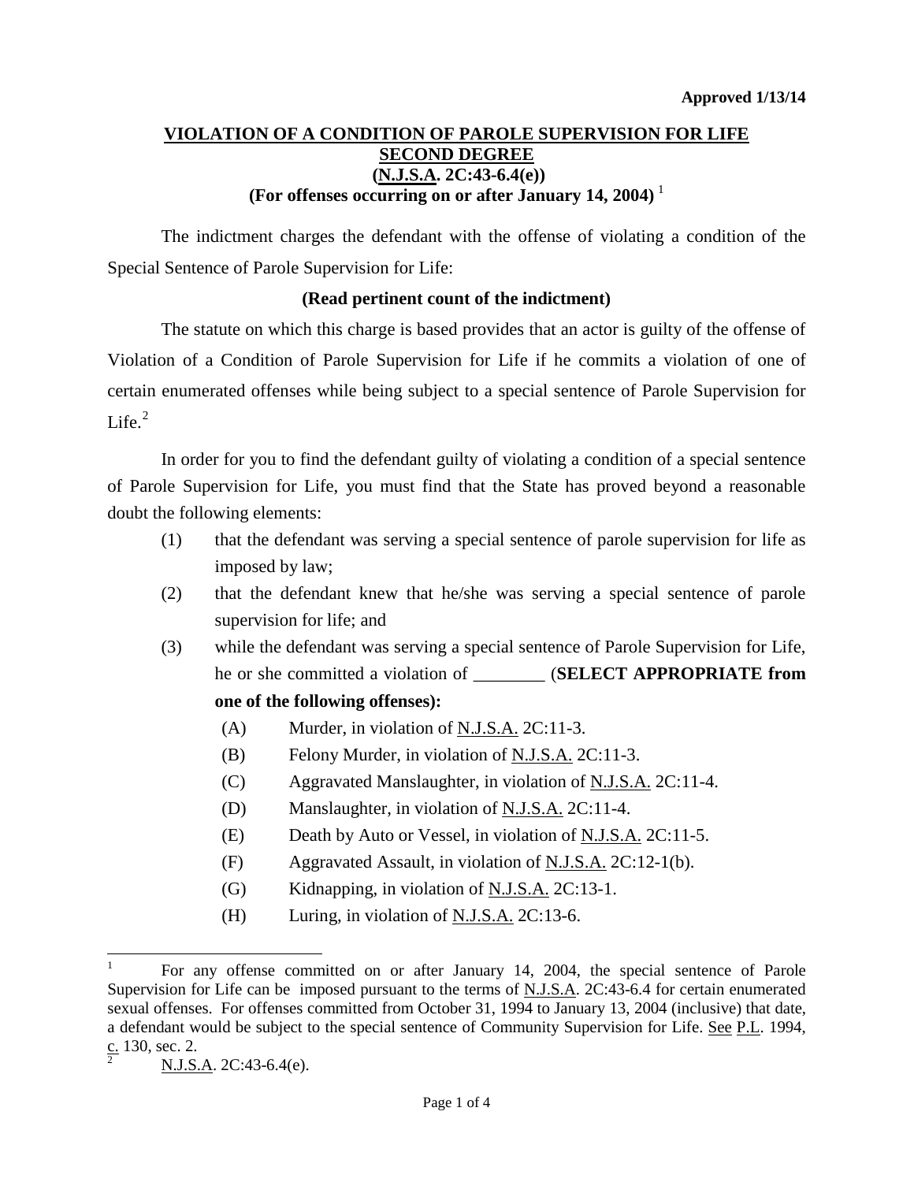**Approved 1/13/14**

# VIOLATION OF A CONDITION OF PAROLE SUPERVISION FOR LIFE SECOND DEGREE (N.J.S.A. 2C:43-6.4(e)) (For offenses occurring on or after January 14, 2004) [1]

The indictment charges the defendant with the offense of violating a condition of the Special Sentence of Parole Supervision for Life:

**(Read pertinent count of the indictment)**

The statute on which this charge is based provides that an actor is guilty of the offense of Violation of a Condition of Parole Supervision for Life if he commits a violation of one of certain enumerated offenses while being subject to a special sentence of Parole Supervision for Life.[2]

In order for you to find the defendant guilty of violating a condition of a special sentence of Parole Supervision for Life, you must find that the State has proved beyond a reasonable doubt the following elements:

(1) that the defendant was serving a special sentence of parole supervision for life as imposed by law;

(2) that the defendant knew that he/she was serving a special sentence of parole supervision for life; and

(3) while the defendant was serving a special sentence of Parole Supervision for Life, he or she committed a violation of ________ (**SELECT APPROPRIATE from one of the following offenses):**

(A) Murder, in violation of N.J.S.A. 2C:11-3.

(B) Felony Murder, in violation of N.J.S.A. 2C:11-3.

(C) Aggravated Manslaughter, in violation of N.J.S.A. 2C:11-4.

(D) Manslaughter, in violation of N.J.S.A. 2C:11-4.

(E) Death by Auto or Vessel, in violation of N.J.S.A. 2C:11-5.

(F) Aggravated Assault, in violation of N.J.S.A. 2C:12-1(b).

(G) Kidnapping, in violation of N.J.S.A. 2C:13-1.

(H) Luring, in violation of N.J.S.A. 2C:13-6.

---

[1] For any offense committed on or after January 14, 2004, the special sentence of Parole Supervision for Life can be imposed pursuant to the terms of N.J.S.A. 2C:43-6.4 for certain enumerated sexual offenses. For offenses committed from October 31, 1994 to January 13, 2004 (inclusive) that date, a defendant would be subject to the special sentence of Community Supervision for Life. See P.L. 1994, c. 130, sec. 2.

[2] N.J.S.A. 2C:43-6.4(e).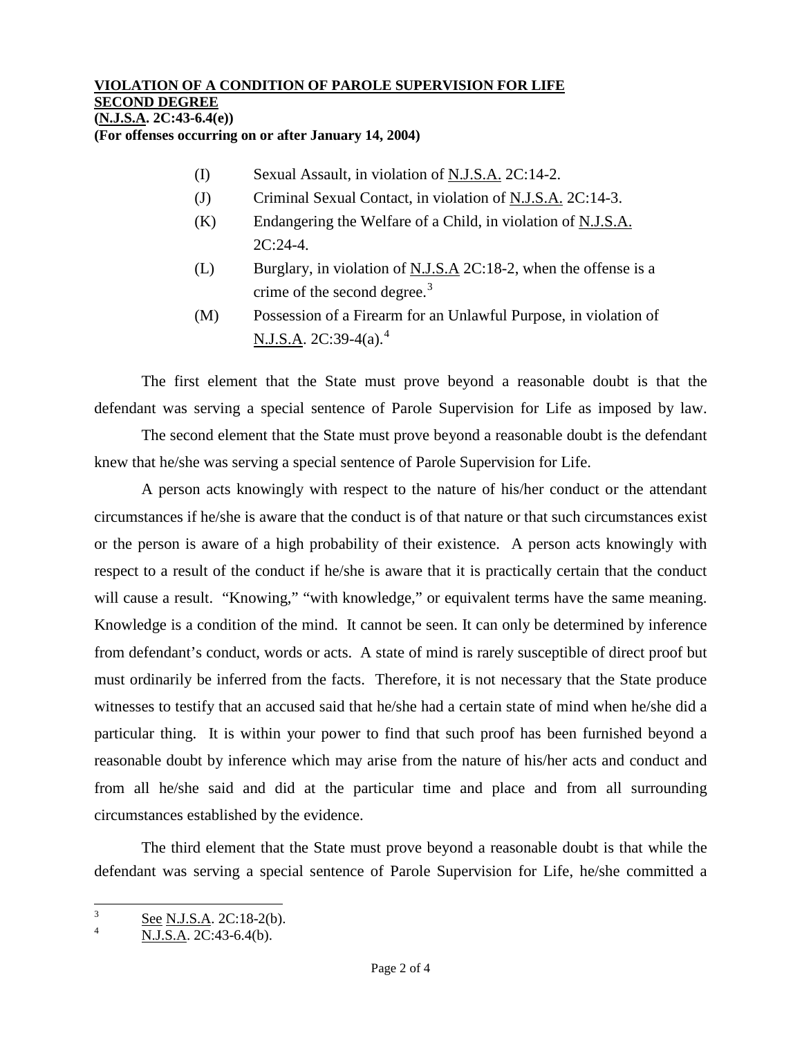**VIOLATION OF A CONDITION OF PAROLE SUPERVISION FOR LIFE**
**SECOND DEGREE**
**(N.J.S.A. 2C:43-6.4(e))**
**(For offenses occurring on or after January 14, 2004)**

(I) Sexual Assault, in violation of N.J.S.A. 2C:14-2.

(J) Criminal Sexual Contact, in violation of N.J.S.A. 2C:14-3.

(K) Endangering the Welfare of a Child, in violation of N.J.S.A. 2C:24-4.

(L) Burglary, in violation of N.J.S.A 2C:18-2, when the offense is a crime of the second degree.[3]

(M) Possession of a Firearm for an Unlawful Purpose, in violation of N.J.S.A. 2C:39-4(a).[4]

The first element that the State must prove beyond a reasonable doubt is that the defendant was serving a special sentence of Parole Supervision for Life as imposed by law.

The second element that the State must prove beyond a reasonable doubt is the defendant knew that he/she was serving a special sentence of Parole Supervision for Life.

A person acts knowingly with respect to the nature of his/her conduct or the attendant circumstances if he/she is aware that the conduct is of that nature or that such circumstances exist or the person is aware of a high probability of their existence. A person acts knowingly with respect to a result of the conduct if he/she is aware that it is practically certain that the conduct will cause a result. "Knowing," "with knowledge," or equivalent terms have the same meaning. Knowledge is a condition of the mind. It cannot be seen. It can only be determined by inference from defendant's conduct, words or acts. A state of mind is rarely susceptible of direct proof but must ordinarily be inferred from the facts. Therefore, it is not necessary that the State produce witnesses to testify that an accused said that he/she had a certain state of mind when he/she did a particular thing. It is within your power to find that such proof has been furnished beyond a reasonable doubt by inference which may arise from the nature of his/her acts and conduct and from all he/she said and did at the particular time and place and from all surrounding circumstances established by the evidence.

The third element that the State must prove beyond a reasonable doubt is that while the defendant was serving a special sentence of Parole Supervision for Life, he/she committed a

---

[3] See N.J.S.A. 2C:18-2(b).

[4] N.J.S.A. 2C:43-6.4(b).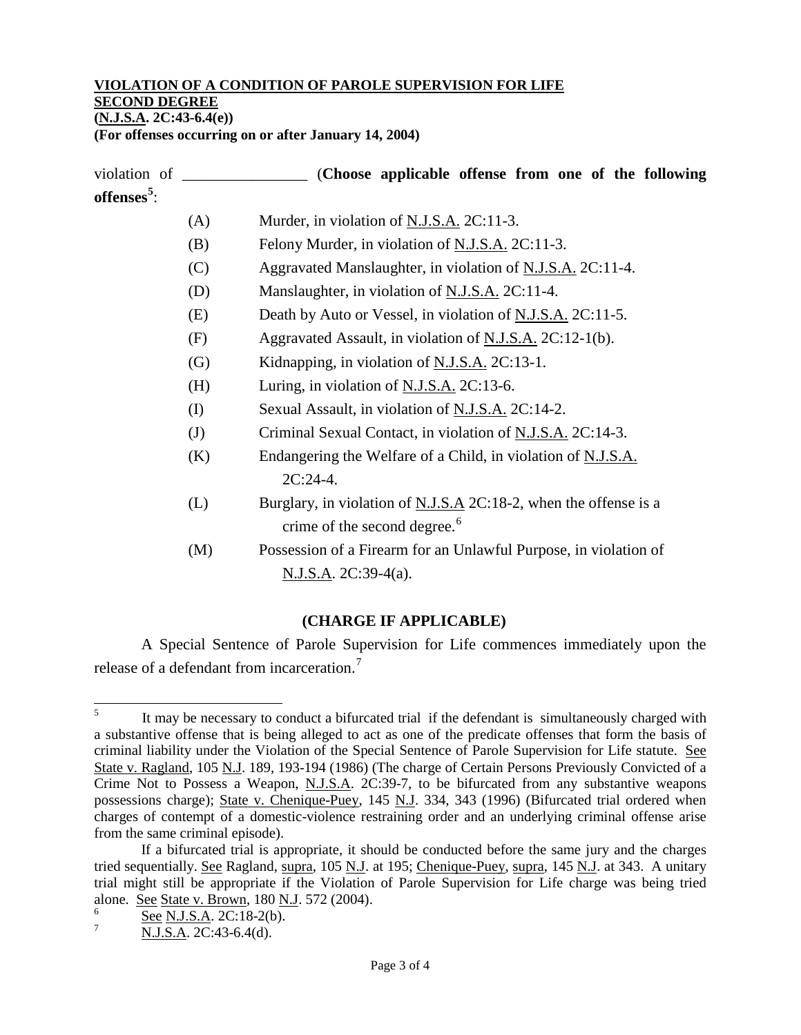**VIOLATION OF A CONDITION OF PAROLE SUPERVISION FOR LIFE**
**SECOND DEGREE**
**(N.J.S.A. 2C:43-6.4(e))**
**(For offenses occurring on or after January 14, 2004)**

violation of ________________ (**Choose applicable offense from one of the following offenses**[5]:

- (A) Murder, in violation of N.J.S.A. 2C:11-3.
- (B) Felony Murder, in violation of N.J.S.A. 2C:11-3.
- (C) Aggravated Manslaughter, in violation of N.J.S.A. 2C:11-4.
- (D) Manslaughter, in violation of N.J.S.A. 2C:11-4.
- (E) Death by Auto or Vessel, in violation of N.J.S.A. 2C:11-5.
- (F) Aggravated Assault, in violation of N.J.S.A. 2C:12-1(b).
- (G) Kidnapping, in violation of N.J.S.A. 2C:13-1.
- (H) Luring, in violation of N.J.S.A. 2C:13-6.
- (I) Sexual Assault, in violation of N.J.S.A. 2C:14-2.
- (J) Criminal Sexual Contact, in violation of N.J.S.A. 2C:14-3.
- (K) Endangering the Welfare of a Child, in violation of N.J.S.A. 2C:24-4.
- (L) Burglary, in violation of N.J.S.A 2C:18-2, when the offense is a crime of the second degree.[6]
- (M) Possession of a Firearm for an Unlawful Purpose, in violation of N.J.S.A. 2C:39-4(a).

**(CHARGE IF APPLICABLE)**

A Special Sentence of Parole Supervision for Life commences immediately upon the release of a defendant from incarceration.[7]

---

[5] It may be necessary to conduct a bifurcated trial if the defendant is simultaneously charged with a substantive offense that is being alleged to act as one of the predicate offenses that form the basis of criminal liability under the Violation of the Special Sentence of Parole Supervision for Life statute. See State v. Ragland, 105 N.J. 189, 193-194 (1986) (The charge of Certain Persons Previously Convicted of a Crime Not to Possess a Weapon, N.J.S.A. 2C:39-7, to be bifurcated from any substantive weapons possessions charge); State v. Chenique-Puey, 145 N.J. 334, 343 (1996) (Bifurcated trial ordered when charges of contempt of a domestic-violence restraining order and an underlying criminal offense arise from the same criminal episode).

If a bifurcated trial is appropriate, it should be conducted before the same jury and the charges tried sequentially. See Ragland, supra, 105 N.J. at 195; Chenique-Puey, supra, 145 N.J. at 343. A unitary trial might still be appropriate if the Violation of Parole Supervision for Life charge was being tried alone. See State v. Brown, 180 N.J. 572 (2004).

[6] See N.J.S.A. 2C:18-2(b).

[7] N.J.S.A. 2C:43-6.4(d).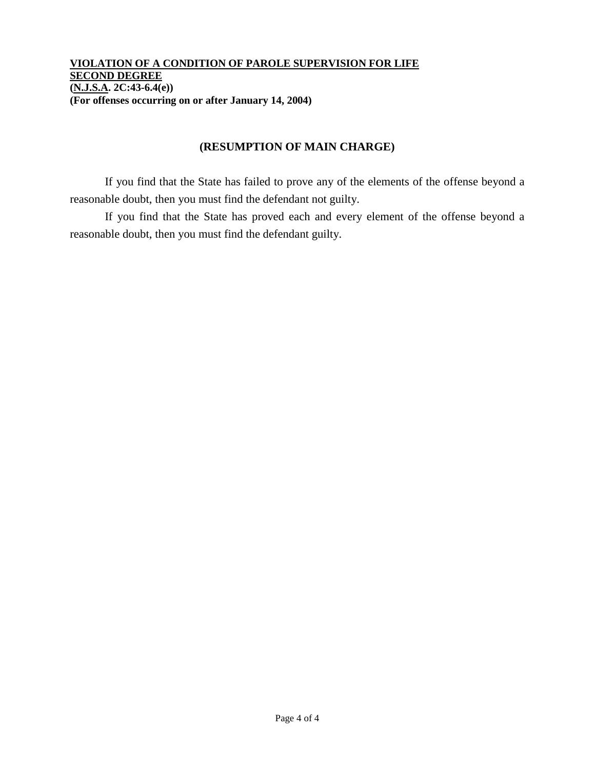**VIOLATION OF A CONDITION OF PAROLE SUPERVISION FOR LIFE**
**SECOND DEGREE**
**(N.J.S.A. 2C:43-6.4(e))**
**(For offenses occurring on or after January 14, 2004)**

## (RESUMPTION OF MAIN CHARGE)

If you find that the State has failed to prove any of the elements of the offense beyond a reasonable doubt, then you must find the defendant not guilty.

If you find that the State has proved each and every element of the offense beyond a reasonable doubt, then you must find the defendant guilty.